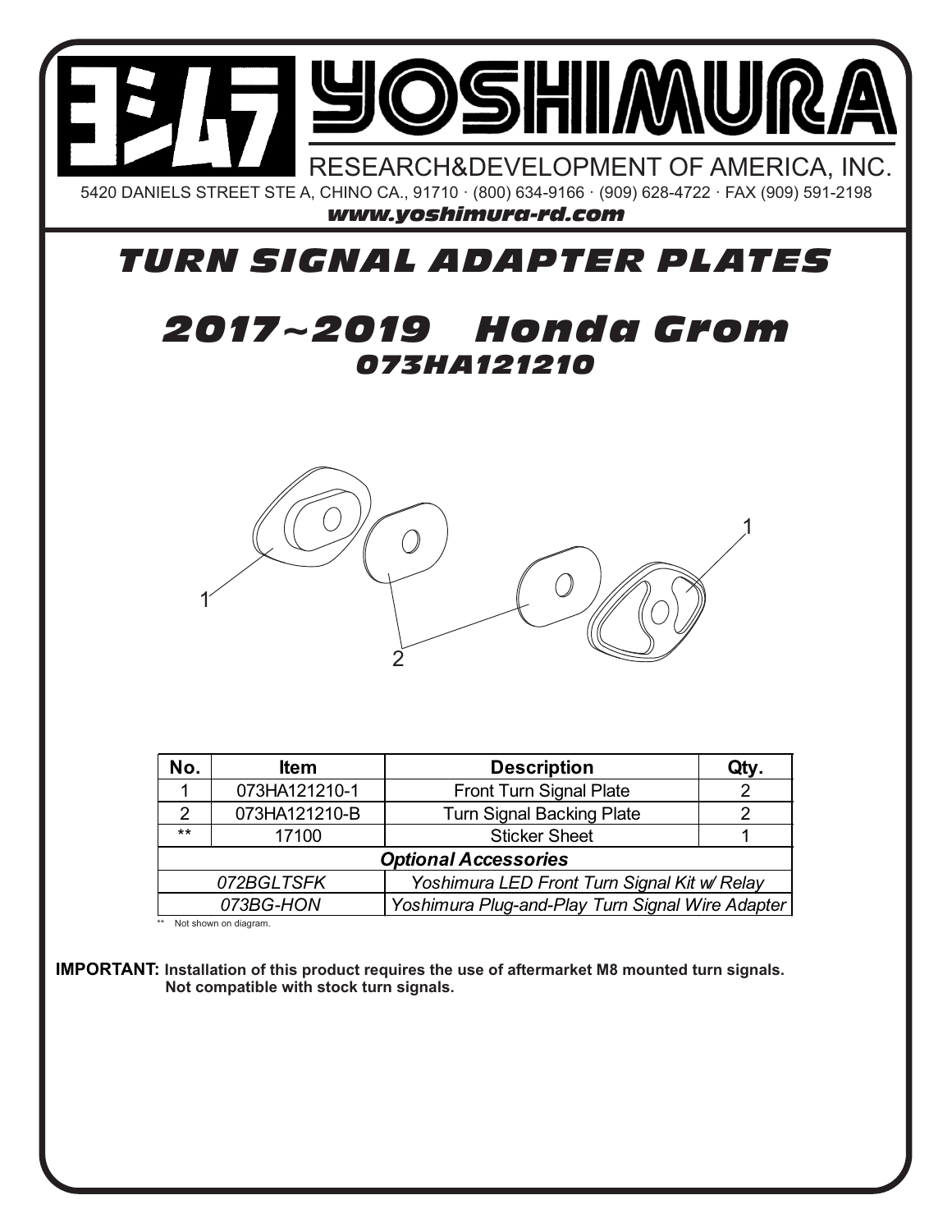# YOSHIMURA

RESEARCH&DEVELOPMENT OF AMERICA, INC.

5420 DANIELS STREET STE A, CHINO CA., 91710 · (800) 634-9166 · (909) 628-4722 · FAX (909) 591-2198

***www.yoshimura-rd.com***

# *TURN SIGNAL ADAPTER PLATES*

## *2017~2019 Honda Grom*

### *073HA121210*

| No. | Item | Description | Qty. |
|---|---|---|---|
| 1 | 073HA121210-1 | Front Turn Signal Plate | 2 |
| 2 | 073HA121210-B | Turn Signal Backing Plate | 2 |
| ** | 17100 | Sticker Sheet | 1 |
| *Optional Accessories* | | | |
| *072BGLTSFK* | *Yoshimura LED Front Turn Signal Kit w/ Relay* | | |
| *073BG-HON* | *Yoshimura Plug-and-Play Turn Signal Wire Adapter* | | |

** Not shown on diagram.

**IMPORTANT: Installation of this product requires the use of aftermarket M8 mounted turn signals. Not compatible with stock turn signals.**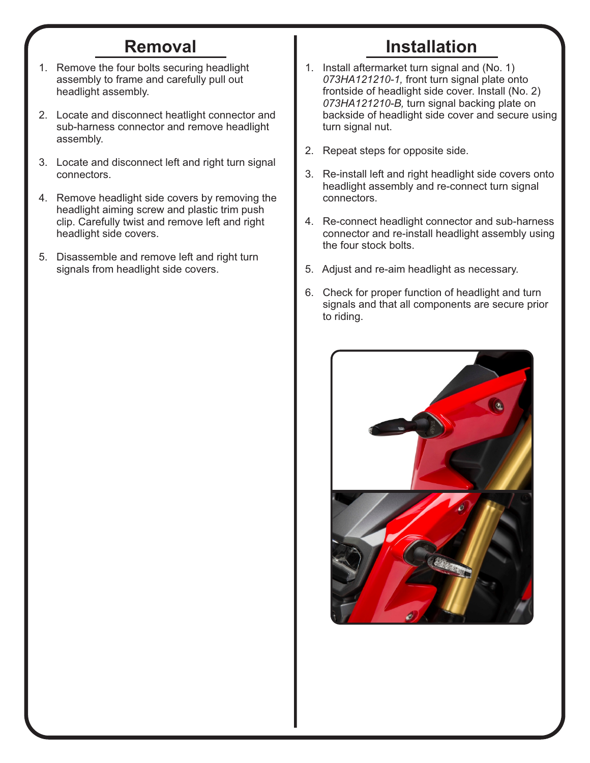## Removal

1. Remove the four bolts securing headlight assembly to frame and carefully pull out headlight assembly.

2. Locate and disconnect heatlight connector and sub-harness connector and remove headlight assembly.

3. Locate and disconnect left and right turn signal connectors.

4. Remove headlight side covers by removing the headlight aiming screw and plastic trim push clip. Carefully twist and remove left and right headlight side covers.

5. Disassemble and remove left and right turn signals from headlight side covers.

## Installation

1. Install aftermarket turn signal and (No. 1) *073HA121210-1,* front turn signal plate onto frontside of headlight side cover. Install (No. 2) *073HA121210-B,* turn signal backing plate on backside of headlight side cover and secure using turn signal nut.

2. Repeat steps for opposite side.

3. Re-install left and right headlight side covers onto headlight assembly and re-connect turn signal connectors.

4. Re-connect headlight connector and sub-harness connector and re-install headlight assembly using the four stock bolts.

5. Adjust and re-aim headlight as necessary.

6. Check for proper function of headlight and turn signals and that all components are secure prior to riding.